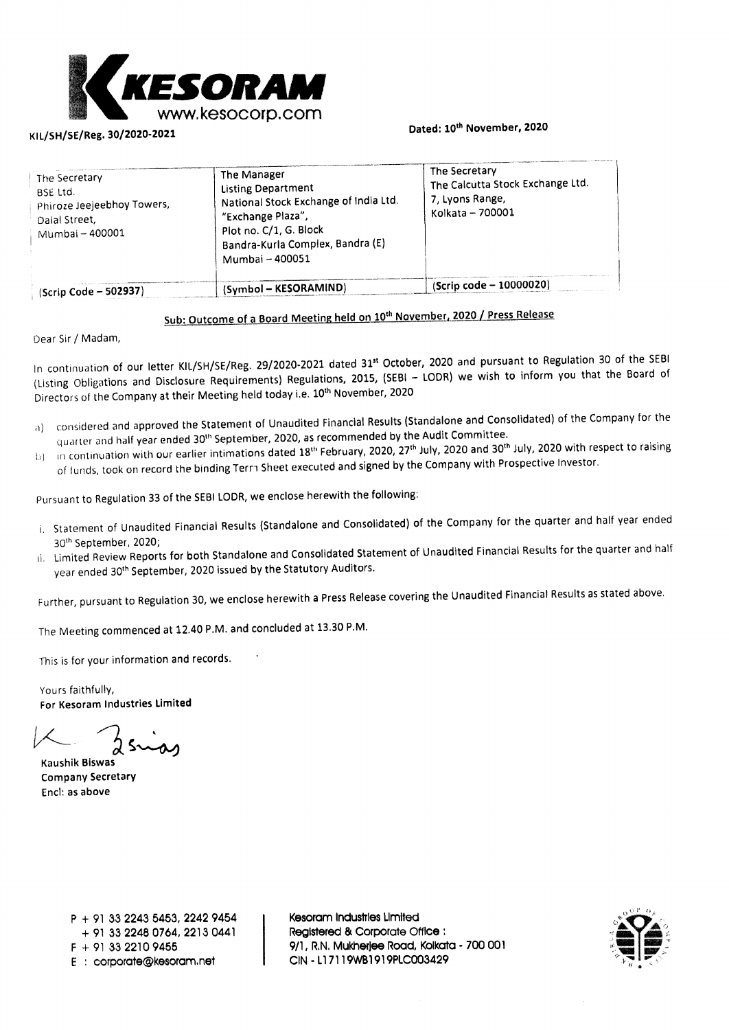KESORAM
www.kesocorp.com

KIL/SH/SE/Reg. 30/2020-2021

Dated: 10th November, 2020

| The Secretary<br>BSE Ltd.<br>Phiroze Jeejeebhoy Towers,<br>Dalal Street,<br>Mumbai – 400001 | The Manager<br>Listing Department<br>National Stock Exchange of India Ltd.<br>"Exchange Plaza",<br>Plot no. C/1, G. Block<br>Bandra-Kurla Complex, Bandra (E)<br>Mumbai – 400051 | The Secretary<br>The Calcutta Stock Exchange Ltd.<br>7, Lyons Range,<br>Kolkata – 700001 |
|---|---|---|
| (Scrip Code – 502937) | (Symbol – KESORAMIND) | (Scrip code – 10000020) |

**Sub: Outcome of a Board Meeting held on 10th November, 2020 / Press Release**

Dear Sir / Madam,

In continuation of our letter KIL/SH/SE/Reg. 29/2020-2021 dated 31st October, 2020 and pursuant to Regulation 30 of the SEBI (Listing Obligations and Disclosure Requirements) Regulations, 2015, (SEBI – LODR) we wish to inform you that the Board of Directors of the Company at their Meeting held today i.e. 10th November, 2020

a) considered and approved the Statement of Unaudited Financial Results (Standalone and Consolidated) of the Company for the quarter and half year ended 30th September, 2020, as recommended by the Audit Committee.
b) in continuation with our earlier intimations dated 18th February, 2020, 27th July, 2020 and 30th July, 2020 with respect to raising of funds, took on record the binding Term Sheet executed and signed by the Company with Prospective Investor.

Pursuant to Regulation 33 of the SEBI LODR, we enclose herewith the following:

i. Statement of Unaudited Financial Results (Standalone and Consolidated) of the Company for the quarter and half year ended 30th September, 2020;
ii. Limited Review Reports for both Standalone and Consolidated Statement of Unaudited Financial Results for the quarter and half year ended 30th September, 2020 issued by the Statutory Auditors.

Further, pursuant to Regulation 30, we enclose herewith a Press Release covering the Unaudited Financial Results as stated above.

The Meeting commenced at 12.40 P.M. and concluded at 13.30 P.M.

This is for your information and records.

Yours faithfully,
**For Kesoram Industries Limited**

**Kaushik Biswas**
**Company Secretary**
**Encl: as above**

P + 91 33 2243 5453, 2242 9454
+ 91 33 2248 0764, 2213 0441
F + 91 33 2210 9455
E : corporate@kesoram.net

Kesoram Industries Limited
Registered & Corporate Office :
9/1, R.N. Mukherjee Road, Kolkata - 700 001
CIN - L17119WB1919PLC003429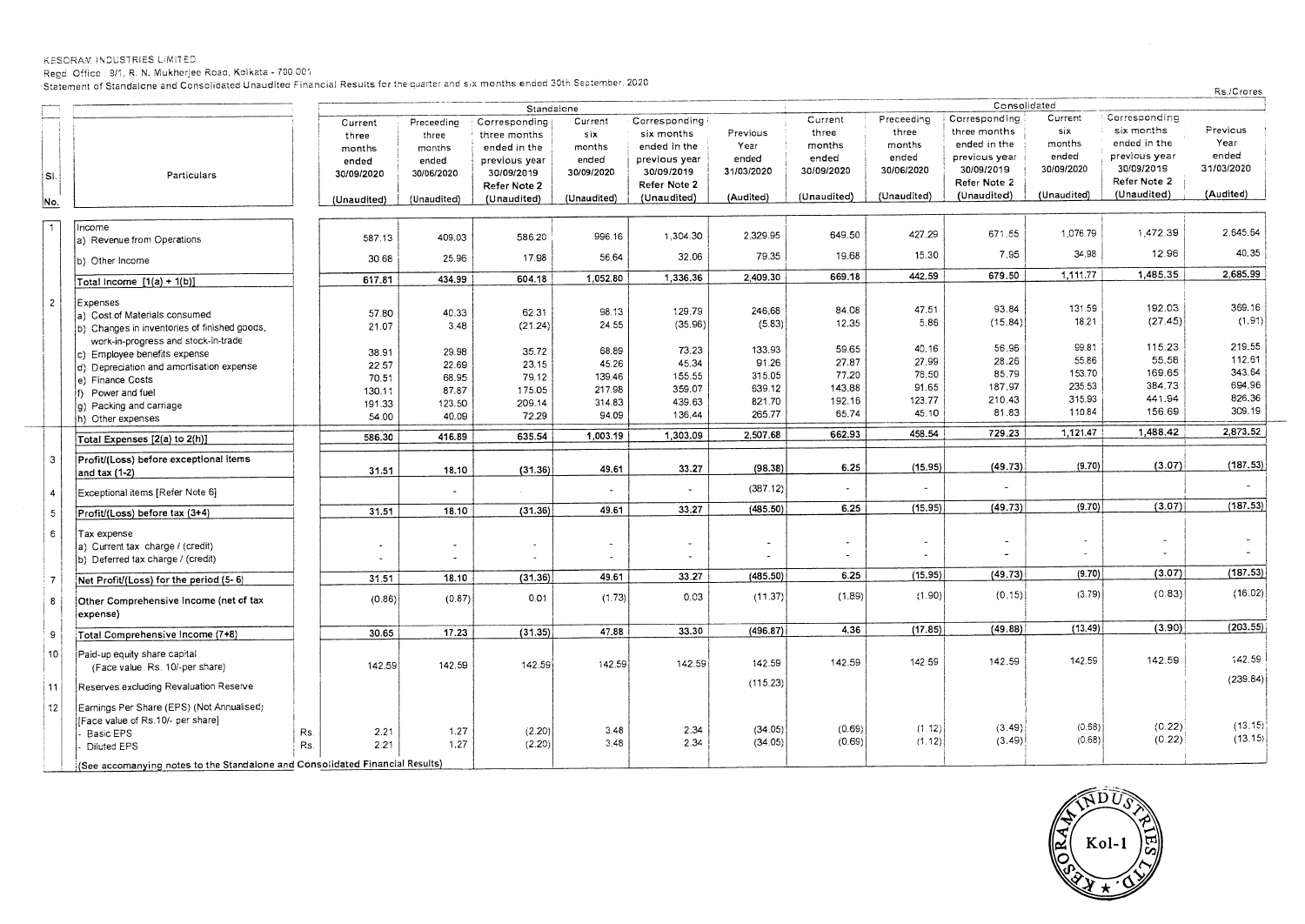KESORAM INDUSTRIES LIMITED

Regd. Office : 9/1, R. N. Mukherjee Road, Kolkata - 700 001

Statement of Standalone and Consolidated Unaudited Financial Results for the quarter and six months ended 30th September, 2020

Rs./Crores

| Sl. No. | Particulars | | Standalone | | | | | | Consolidated | | | | | |
|---|---|---|---|---|---|---|---|---|---|---|---|---|---|---|
| | | | Current three months ended 30/09/2020 (Unaudited) | Preceeding three months ended 30/06/2020 (Unaudited) | Corresponding three months ended in the previous year 30/09/2019 Refer Note 2 (Unaudited) | Current six months ended 30/09/2020 (Unaudited) | Corresponding six months ended in the previous year 30/09/2019 Refer Note 2 (Unaudited) | Previous Year ended 31/03/2020 (Audited) | Current three months ended 30/09/2020 (Unaudited) | Preceeding three months ended 30/06/2020 (Unaudited) | Corresponding three months ended in the previous year 30/09/2019 Refer Note 2 (Unaudited) | Current six months ended 30/09/2020 (Unaudited) | Corresponding six months ended in the previous year 30/09/2019 Refer Note 2 (Unaudited) | Previous Year ended 31/03/2020 (Audited) |
| 1 | Income | | | | | | | | | | | | | |
| | a) Revenue from Operations | | 587.13 | 409.03 | 586.20 | 996.16 | 1,304.30 | 2,329.95 | 649.50 | 427.29 | 671.55 | 1,076.79 | 1,472.39 | 2,645.64 |
| | b) Other Income | | 30.68 | 25.96 | 17.98 | 56.64 | 32.06 | 79.35 | 19.68 | 15.30 | 7.95 | 34.98 | 12.96 | 40.35 |
| | **Total Income [1(a) + 1(b)]** | | **617.81** | **434.99** | **604.18** | **1,052.80** | **1,336.36** | **2,409.30** | **669.18** | **442.59** | **679.50** | **1,111.77** | **1,485.35** | **2,685.99** |
| 2 | Expenses | | | | | | | | | | | | | |
| | a) Cost of Materials consumed | | 57.80 | 40.33 | 62.31 | 98.13 | 129.79 | 246.68 | 84.08 | 47.51 | 93.84 | 131.59 | 192.03 | 369.16 |
| | b) Changes in inventories of finished goods, work-in-progress and stock-in-trade | | 21.07 | 3.48 | (21.24) | 24.55 | (35.96) | (5.83) | 12.35 | 5.86 | (15.84) | 18.21 | (27.45) | (1.91) |
| | c) Employee benefits expense | | 38.91 | 29.98 | 35.72 | 68.89 | 73.23 | 133.93 | 59.65 | 40.16 | 56.96 | 99.81 | 115.23 | 219.55 |
| | d) Depreciation and amortisation expense | | 22.57 | 22.69 | 23.15 | 45.26 | 45.34 | 91.26 | 27.87 | 27.99 | 28.26 | 55.86 | 55.58 | 112.61 |
| | e) Finance Costs | | 70.51 | 68.95 | 79.12 | 139.46 | 155.55 | 315.05 | 77.20 | 76.50 | 85.79 | 153.70 | 169.65 | 343.64 |
| | f) Power and fuel | | 130.11 | 87.87 | 175.05 | 217.98 | 359.07 | 639.12 | 143.88 | 91.65 | 187.97 | 235.53 | 384.73 | 694.96 |
| | g) Packing and carriage | | 191.33 | 123.50 | 209.14 | 314.83 | 439.63 | 821.70 | 192.16 | 123.77 | 210.43 | 315.93 | 441.94 | 826.36 |
| | h) Other expenses | | 54.00 | 40.09 | 72.29 | 94.09 | 136.44 | 265.77 | 65.74 | 45.10 | 81.83 | 110.84 | 156.69 | 309.19 |
| | **Total Expenses [2(a) to 2(h)]** | | **586.30** | **416.89** | **635.54** | **1,003.19** | **1,303.09** | **2,507.68** | **662.93** | **458.54** | **729.23** | **1,121.47** | **1,488.42** | **2,873.52** |
| 3 | **Profit/(Loss) before exceptional items and tax (1-2)** | | **31.51** | **18.10** | **(31.36)** | **49.61** | **33.27** | **(98.38)** | **6.25** | **(15.95)** | **(49.73)** | **(9.70)** | **(3.07)** | **(187.53)** |
| 4 | Exceptional items [Refer Note 6] | | | - | | - | - | (387.12) | - | - | - | | | - |
| 5 | **Profit/(Loss) before tax (3+4)** | | **31.51** | **18.10** | **(31.36)** | **49.61** | **33.27** | **(485.50)** | **6.25** | **(15.95)** | **(49.73)** | **(9.70)** | **(3.07)** | **(187.53)** |
| 6 | Tax expense | | | | | | | | | | | | | |
| | a) Current tax charge / (credit) | | - | - | - | - | - | - | - | - | - | - | - | - |
| | b) Deferred tax charge / (credit) | | - | - | - | - | - | - | - | - | - | - | - | - |
| 7 | **Net Profit/(Loss) for the period (5- 6)** | | **31.51** | **18.10** | **(31.36)** | **49.61** | **33.27** | **(485.50)** | **6.25** | **(15.95)** | **(49.73)** | **(9.70)** | **(3.07)** | **(187.53)** |
| 8 | **Other Comprehensive Income (net of tax expense)** | | (0.86) | (0.87) | 0.01 | (1.73) | 0.03 | (11.37) | (1.89) | (1.90) | (0.15) | (3.79) | (0.83) | (16.02) |
| 9 | **Total Comprehensive Income (7+8)** | | **30.65** | **17.23** | **(31.35)** | **47.88** | **33.30** | **(496.87)** | **4.36** | **(17.85)** | **(49.88)** | **(13.49)** | **(3.90)** | **(203.55)** |
| 10 | Paid-up equity share capital (Face value Rs. 10/-per share) | | 142.59 | 142.59 | 142.59 | 142.59 | 142.59 | 142.59 | 142.59 | 142.59 | 142.59 | 142.59 | 142.59 | 142.59 |
| 11 | Reserves excluding Revaluation Reserve | | | | | | | (115.23) | | | | | | (239.84) |
| 12 | Earnings Per Share (EPS) (Not Annualised) [Face value of Rs.10/- per share] | | | | | | | | | | | | | |
| | - Basic EPS | Rs. | 2.21 | 1.27 | (2.20) | 3.48 | 2.34 | (34.05) | (0.69) | (1.12) | (3.49) | (0.68) | (0.22) | (13.15) |
| | - Diluted EPS | Rs. | 2.21 | 1.27 | (2.20) | 3.48 | 2.34 | (34.05) | (0.69) | (1.12) | (3.49) | (0.68) | (0.22) | (13.15) |
| | (See accomanying notes to the Standalone and Consolidated Financial Results) | | | | | | | | | | | | | |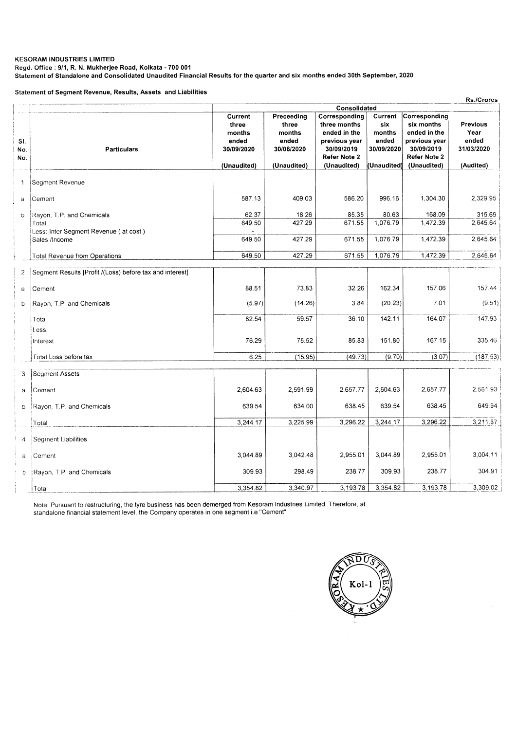**KESORAM INDUSTRIES LIMITED**
**Regd. Office : 9/1, R. N. Mukherjee Road, Kolkata - 700 001**
**Statement of Standalone and Consolidated Unaudited Financial Results for the quarter and six months ended 30th September, 2020**

**Statement of Segment Revenue, Results, Assets and Liabilities**

Rs./Crores

| | | Consolidated | | | | | |
|---|---|---|---|---|---|---|---|
| Sl. No. No. | Particulars | Current three months ended 30/09/2020 (Unaudited) | Preceeding three months ended 30/06/2020 (Unaudited) | Corresponding three months ended in the previous year 30/09/2019 Refer Note 2 (Unaudited) | Current six months ended 30/09/2020 (Unaudited) | Corresponding six months ended in the previous year 30/09/2019 Refer Note 2 (Unaudited) | Previous Year ended 31/03/2020 (Audited) |
| 1 | Segment Revenue | | | | | | |
| a | Cement | 587.13 | 409.03 | 586.20 | 996.16 | 1,304.30 | 2,329.95 |
| b | Rayon, T.P. and Chemicals | 62.37 | 18.26 | 85.35 | 80.63 | 168.09 | 315.69 |
| | Total | 649.50 | 427.29 | 671.55 | 1,076.79 | 1,472.39 | 2,645.64 |
| | Less: Inter Segment Revenue ( at cost ) | - | | | | | |
| | Sales /Income | 649.50 | 427.29 | 671.55 | 1,076.79 | 1,472.39 | 2,645.64 |
| | Total Revenue from Operations | 649.50 | 427.29 | 671.55 | 1,076.79 | 1,472.39 | 2,645.64 |
| 2 | Segment Results [Profit /(Loss) before tax and interest] | | | | | | |
| a | Cement | 88.51 | 73.83 | 32.26 | 162.34 | 157.06 | 157.44 |
| b | Rayon, T.P. and Chemicals | (5.97) | (14.26) | 3.84 | (20.23) | 7.01 | (9.51) |
| | Total | 82.54 | 59.57 | 36.10 | 142.11 | 164.07 | 147.93 |
| | Less: | | | | | | |
| | Interest | 76.29 | 75.52 | 85.83 | 151.80 | 167.15 | 335.46 |
| | Total Loss before tax | 6.25 | (15.95) | (49.73) | (9.70) | (3.07) | (187.53) |
| 3 | Segment Assets | | | | | | |
| a | Cement | 2,604.63 | 2,591.99 | 2,657.77 | 2,604.63 | 2,657.77 | 2,561.93 |
| b | Rayon, T.P. and Chemicals | 639.54 | 634.00 | 638.45 | 639.54 | 638.45 | 649.94 |
| | Total | 3,244.17 | 3,225.99 | 3,296.22 | 3,244.17 | 3,296.22 | 3,211.87 |
| 4 | Segment Liabilities | | | | | | |
| a | Cement | 3,044.89 | 3,042.48 | 2,955.01 | 3,044.89 | 2,955.01 | 3,004.11 |
| b | Rayon, T.P. and Chemicals | 309.93 | 298.49 | 238.77 | 309.93 | 238.77 | 304.91 |
| | Total | 3,354.82 | 3,340.97 | 3,193.78 | 3,354.82 | 3,193.78 | 3,309.02 |

Note: Pursuant to restructuring, the tyre business has been demerged from Kesoram Industries Limited. Therefore, at standalone financial statement level, the Company operates in one segment i.e "Cement".

KESORAM INDUSTRIES LTD. Kol-1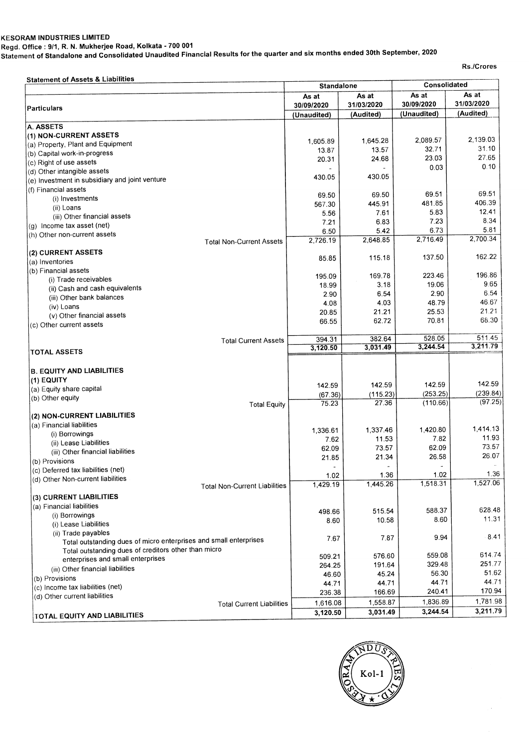**KESORAM INDUSTRIES LIMITED**

**Regd. Office : 9/1, R. N. Mukherjee Road, Kolkata - 700 001**

**Statement of Standalone and Consolidated Unaudited Financial Results for the quarter and six months ended 30th September, 2020**

Rs./Crores

**Statement of Assets & Liabilities**

| Particulars | Standalone | | Consolidated | |
|---|---|---|---|---|
| | As at 30/09/2020 (Unaudited) | As at 31/03/2020 (Audited) | As at 30/09/2020 (Unaudited) | As at 31/03/2020 (Audited) |
| **A. ASSETS** | | | | |
| **(1) NON-CURRENT ASSETS** | | | | |
| (a) Property, Plant and Equipment | 1,605.89 | 1,645.28 | 2,089.57 | 2,139.03 |
| (b) Capital work-in-progress | 13.87 | 13.57 | 32.71 | 31.10 |
| (c) Right of use assets | 20.31 | 24.68 | 23.03 | 27.65 |
| (d) Other intangible assets | - | - | 0.03 | 0.10 |
| (e) Investment in subsidiary and joint venture | 430.05 | 430.05 | | |
| (f) Financial assets | | | | |
| (i) Investments | 69.50 | 69.50 | 69.51 | 69.51 |
| (ii) Loans | 567.30 | 445.91 | 481.85 | 406.39 |
| (iii) Other financial assets | 5.56 | 7.61 | 5.83 | 12.41 |
| (g) Income tax asset (net) | 7.21 | 6.83 | 7.23 | 8.34 |
| (h) Other non-current assets | 6.50 | 5.42 | 6.73 | 5.81 |
| Total Non-Current Assets | 2,726.19 | 2,648.85 | 2,716.49 | 2,700.34 |
| **(2) CURRENT ASSETS** | | | | |
| (a) Inventories | 85.85 | 115.18 | 137.50 | 162.22 |
| (b) Financial assets | | | | |
| (i) Trade receivables | 195.09 | 169.78 | 223.46 | 196.86 |
| (ii) Cash and cash equivalents | 18.99 | 3.18 | 19.06 | 9.65 |
| (iii) Other bank balances | 2.90 | 6.54 | 2.90 | 6.54 |
| (iv) Loans | 4.08 | 4.03 | 48.79 | 46.67 |
| (v) Other financial assets | 20.85 | 21.21 | 25.53 | 21.21 |
| (c) Other current assets | 66.55 | 62.72 | 70.81 | 68.30 |
| Total Current Assets | 394.31 | 382.64 | 528.05 | 511.45 |
| **TOTAL ASSETS** | 3,120.50 | 3,031.49 | 3,244.54 | 3,211.79 |
| **B. EQUITY AND LIABILITIES** | | | | |
| **(1) EQUITY** | | | | |
| (a) Equity share capital | 142.59 | 142.59 | 142.59 | 142.59 |
| (b) Other equity | (67.36) | (115.23) | (253.25) | (239.84) |
| Total Equity | 75.23 | 27.36 | (110.66) | (97.25) |
| **(2) NON-CURRENT LIABILITIES** | | | | |
| (a) Financial liabilities | | | | |
| (i) Borrowings | 1,336.61 | 1,337.46 | 1,420.80 | 1,414.13 |
| (ii) Lease Liabilities | 7.62 | 11.53 | 7.82 | 11.93 |
| (iii) Other financial liabilities | 62.09 | 73.57 | 62.09 | 73.57 |
| (b) Provisions | 21.85 | 21.34 | 26.58 | 26.07 |
| (c) Deferred tax liabilities (net) | - | - | - | - |
| (d) Other Non-current liabilities | 1.02 | 1.36 | 1.02 | 1.36 |
| Total Non-Current Liabilities | 1,429.19 | 1,445.26 | 1,518.31 | 1,527.06 |
| **(3) CURRENT LIABILITIES** | | | | |
| (a) Financial liabilities | | | | |
| (i) Borrowings | 498.66 | 515.54 | 588.37 | 628.48 |
| (i) Lease Liabilities | 8.60 | 10.58 | 8.60 | 11.31 |
| (ii) Trade payables | | | | |
| Total outstanding dues of micro enterprises and small enterprises | 7.67 | 7.87 | 9.94 | 8.41 |
| Total outstanding dues of creditors other than micro enterprises and small enterprises | 509.21 | 576.60 | 559.08 | 614.74 |
| (iii) Other financial liabilities | 264.25 | 191.64 | 329.48 | 251.77 |
| (b) Provisions | 46.60 | 45.24 | 56.30 | 51.62 |
| (c) Income tax liabilities (net) | 44.71 | 44.71 | 44.71 | 44.71 |
| (d) Other current liabilities | 236.38 | 166.69 | 240.41 | 170.94 |
| Total Current Liabilities | 1,616.08 | 1,558.87 | 1,836.89 | 1,781.98 |
| **TOTAL EQUITY AND LIABILITIES** | 3,120.50 | 3,031.49 | 3,244.54 | 3,211.79 |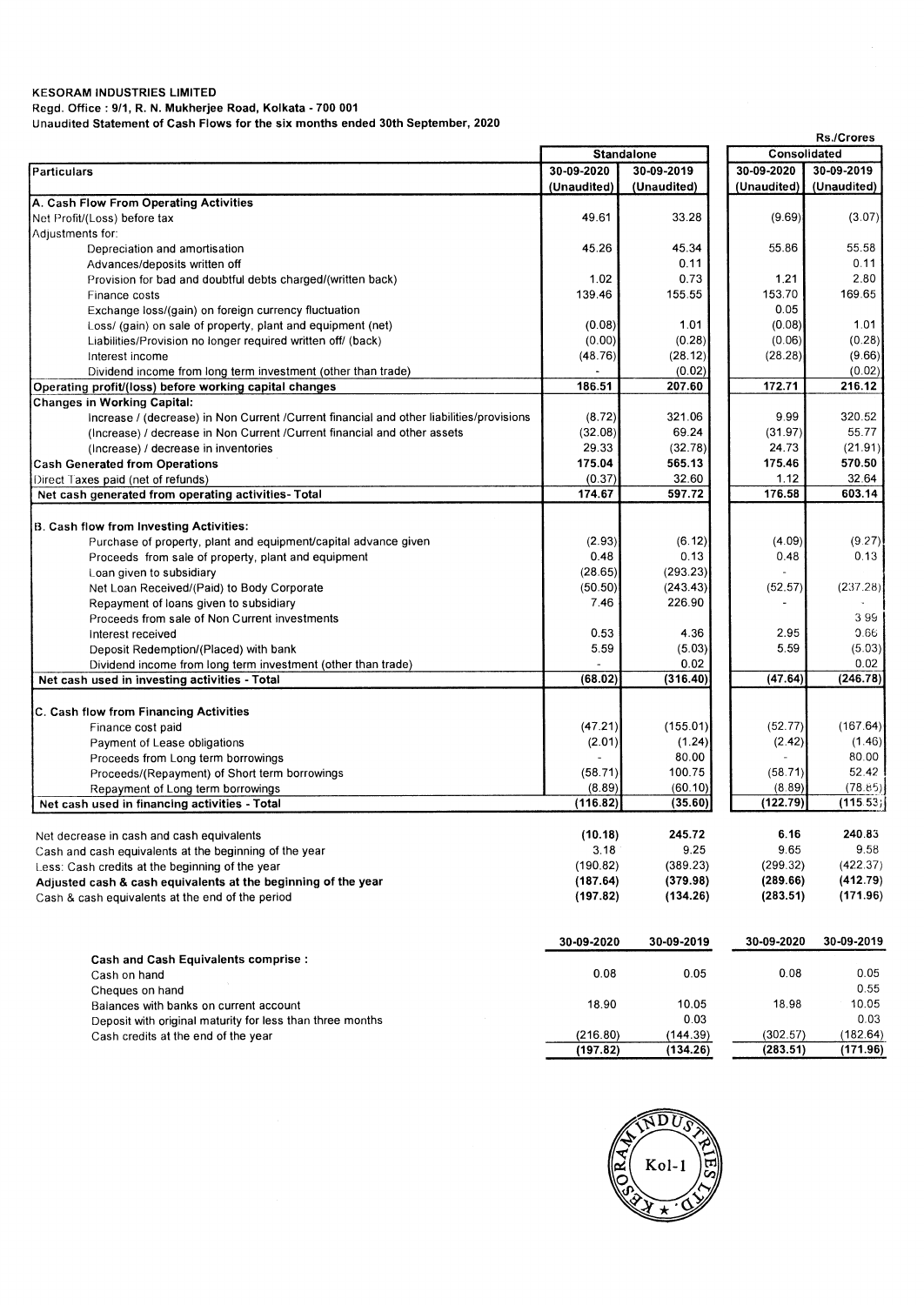**KESORAM INDUSTRIES LIMITED**
**Regd. Office : 9/1, R. N. Mukherjee Road, Kolkata - 700 001**
**Unaudited Statement of Cash Flows for the six months ended 30th September, 2020**

Rs./Crores

| Particulars | Standalone | | Consolidated | |
|---|---|---|---|---|
| | 30-09-2020 (Unaudited) | 30-09-2019 (Unaudited) | 30-09-2020 (Unaudited) | 30-09-2019 (Unaudited) |
| **A. Cash Flow From Operating Activities** | | | | |
| Net Profit/(Loss) before tax | 49.61 | 33.28 | (9.69) | (3.07) |
| Adjustments for: | | | | |
| Depreciation and amortisation | 45.26 | 45.34 | 55.86 | 55.58 |
| Advances/deposits written off | | 0.11 | | 0.11 |
| Provision for bad and doubtful debts charged/(written back) | 1.02 | 0.73 | 1.21 | 2.80 |
| Finance costs | 139.46 | 155.55 | 153.70 | 169.65 |
| Exchange loss/(gain) on foreign currency fluctuation | | | 0.05 | |
| Loss/ (gain) on sale of property, plant and equipment (net) | (0.08) | 1.01 | (0.08) | 1.01 |
| Liabilities/Provision no longer required written off/ (back) | (0.00) | (0.28) | (0.06) | (0.28) |
| Interest income | (48.76) | (28.12) | (28.28) | (9.66) |
| Dividend income from long term investment (other than trade) | - | (0.02) | | (0.02) |
| **Operating profit/(loss) before working capital changes** | **186.51** | **207.60** | **172.71** | **216.12** |
| **Changes in Working Capital:** | | | | |
| Increase / (decrease) in Non Current /Current financial and other liabilities/provisions | (8.72) | 321.06 | 9.99 | 320.52 |
| (Increase) / decrease in Non Current /Current financial and other assets | (32.08) | 69.24 | (31.97) | 55.77 |
| (Increase) / decrease in inventories | 29.33 | (32.78) | 24.73 | (21.91) |
| **Cash Generated from Operations** | **175.04** | **565.13** | **175.46** | **570.50** |
| Direct Taxes paid (net of refunds) | (0.37) | 32.60 | 1.12 | 32.64 |
| **Net cash generated from operating activities- Total** | **174.67** | **597.72** | **176.58** | **603.14** |
| **B. Cash flow from Investing Activities:** | | | | |
| Purchase of property, plant and equipment/capital advance given | (2.93) | (6.12) | (4.09) | (9.27) |
| Proceeds from sale of property, plant and equipment | 0.48 | 0.13 | 0.48 | 0.13 |
| Loan given to subsidiary | (28.65) | (293.23) | - | |
| Net Loan Received/(Paid) to Body Corporate | (50.50) | (243.43) | (52.57) | (237.28) |
| Repayment of loans given to subsidiary | 7.46 | 226.90 | - | - |
| Proceeds from sale of Non Current investments | | | | 3.99 |
| Interest received | 0.53 | 4.36 | 2.95 | 0.66 |
| Deposit Redemption/(Placed) with bank | 5.59 | (5.03) | 5.59 | (5.03) |
| Dividend income from long term investment (other than trade) | - | 0.02 | | 0.02 |
| **Net cash used in investing activities - Total** | **(68.02)** | **(316.40)** | **(47.64)** | **(246.78)** |
| **C. Cash flow from Financing Activities** | | | | |
| Finance cost paid | (47.21) | (155.01) | (52.77) | (167.64) |
| Payment of Lease obligations | (2.01) | (1.24) | (2.42) | (1.46) |
| Proceeds from Long term borrowings | - | 80.00 | - | 80.00 |
| Proceeds/(Repayment) of Short term borrowings | (58.71) | 100.75 | (58.71) | 52.42 |
| Repayment of Long term borrowings | (8.89) | (60.10) | (8.89) | (78.85) |
| **Net cash used in financing activities - Total** | **(116.82)** | **(35.60)** | **(122.79)** | **(115.53)** |
| Net decrease in cash and cash equivalents | **(10.18)** | **245.72** | **6.16** | **240.83** |
| Cash and cash equivalents at the beginning of the year | 3.18 | 9.25 | 9.65 | 9.58 |
| Less: Cash credits at the beginning of the year | (190.82) | (389.23) | (299.32) | (422.37) |
| **Adjusted cash & cash equivalents at the beginning of the year** | **(187.64)** | **(379.98)** | **(289.66)** | **(412.79)** |
| Cash & cash equivalents at the end of the period | **(197.82)** | **(134.26)** | **(283.51)** | **(171.96)** |

| | 30-09-2020 | 30-09-2019 | 30-09-2020 | 30-09-2019 |
|---|---|---|---|---|
| **Cash and Cash Equivalents comprise :** | | | | |
| Cash on hand | 0.08 | 0.05 | 0.08 | 0.05 |
| Cheques on hand | | | | 0.55 |
| Balances with banks on current account | 18.90 | 10.05 | 18.98 | 10.05 |
| Deposit with original maturity for less than three months | | 0.03 | | 0.03 |
| Cash credits at the end of the year | (216.80) | (144.39) | (302.57) | (182.64) |
| | **(197.82)** | **(134.26)** | **(283.51)** | **(171.96)** |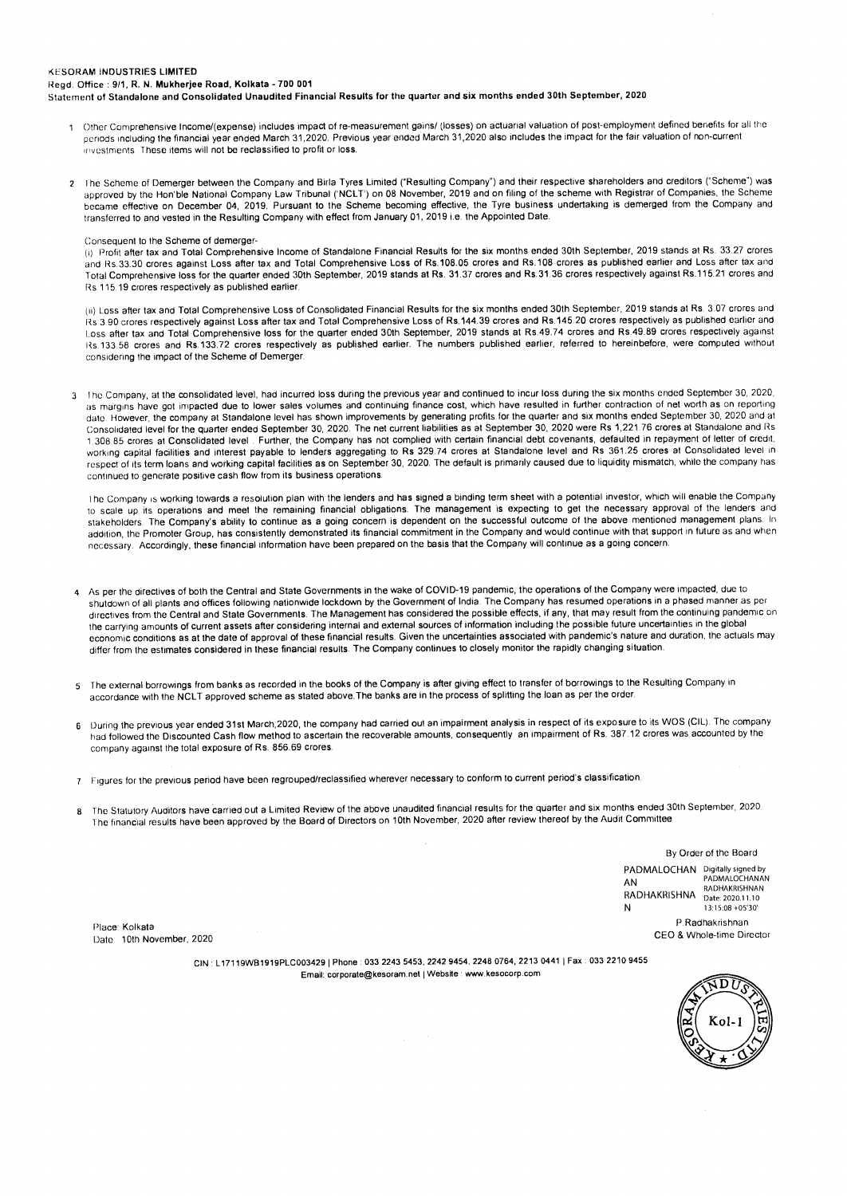**KESORAM INDUSTRIES LIMITED**
**Regd. Office : 9/1, R. N. Mukherjee Road, Kolkata - 700 001**
**Statement of Standalone and Consolidated Unaudited Financial Results for the quarter and six months ended 30th September, 2020**

1. Other Comprehensive Income/(expense) includes impact of re-measurement gains/ (losses) on actuarial valuation of post-employment defined benefits for all the periods including the financial year ended March 31,2020. Previous year ended March 31,2020 also includes the impact for the fair valuation of non-current investments. These items will not be reclassified to profit or loss.

2. The Scheme of Demerger between the Company and Birla Tyres Limited ("Resulting Company") and their respective shareholders and creditors ("Scheme") was approved by the Hon'ble National Company Law Tribunal ('NCLT') on 08 November, 2019 and on filing of the scheme with Registrar of Companies, the Scheme became effective on December 04, 2019. Pursuant to the Scheme becoming effective, the Tyre business undertaking is demerged from the Company and transferred to and vested in the Resulting Company with effect from January 01, 2019 i.e. the Appointed Date.

   Consequent to the Scheme of demerger-

   (i) Profit after tax and Total Comprehensive Income of Standalone Financial Results for the six months ended 30th September, 2019 stands at Rs. 33.27 crores and Rs.33.30 crores against Loss after tax and Total Comprehensive Loss of Rs.108.05 crores and Rs.108 crores as published earlier and Loss after tax and Total Comprehensive loss for the quarter ended 30th September, 2019 stands at Rs. 31.37 crores and Rs.31.36 crores respectively against Rs.115.21 crores and Rs.115.19 crores respectively as published earlier.

   (ii) Loss after tax and Total Comprehensive Loss of Consolidated Financial Results for the six months ended 30th September, 2019 stands at Rs. 3.07 crores and Rs.3.90 crores respectively against Loss after tax and Total Comprehensive Loss of Rs.144.39 crores and Rs.145.20 crores respectively as published earlier and Loss after tax and Total Comprehensive loss for the quarter ended 30th September, 2019 stands at Rs.49.74 crores and Rs.49.89 crores respectively against Rs.133.58 crores and Rs.133.72 crores respectively as published earlier. The numbers published earlier, referred to hereinbefore, were computed without considering the impact of the Scheme of Demerger.

3. The Company, at the consolidated level, had incurred loss during the previous year and continued to incur loss during the six months ended September 30, 2020, as margins have got impacted due to lower sales volumes and continuing finance cost, which have resulted in further contraction of net worth as on reporting date. However, the company at Standalone level has shown improvements by generating profits for the quarter and six months ended September 30, 2020 and at Consolidated level for the quarter ended September 30, 2020. The net current liabilities as at September 30, 2020 were Rs 1,221.76 crores at Standalone and Rs 1,308.85 crores at Consolidated level . Further, the Company has not complied with certain financial debt covenants, defaulted in repayment of letter of credit, working capital facilities and interest payable to lenders aggregating to Rs 329.74 crores at Standalone level and Rs 361.25 crores at Consolidated level in respect of its term loans and working capital facilities as on September 30, 2020. The default is primarily caused due to liquidity mismatch, while the company has continued to generate positive cash flow from its business operations.

   The Company is working towards a resolution plan with the lenders and has signed a binding term sheet with a potential investor, which will enable the Company to scale up its operations and meet the remaining financial obligations. The management is expecting to get the necessary approval of the lenders and stakeholders. The Company's ability to continue as a going concern is dependent on the successful outcome of the above mentioned management plans. In addition, the Promoter Group, has consistently demonstrated its financial commitment in the Company and would continue with that support in future as and when necessary. Accordingly, these financial information have been prepared on the basis that the Company will continue as a going concern.

4. As per the directives of both the Central and State Governments in the wake of COVID-19 pandemic, the operations of the Company were impacted, due to shutdown of all plants and offices following nationwide lockdown by the Government of India. The Company has resumed operations in a phased manner as per directives from the Central and State Governments. The Management has considered the possible effects, if any, that may result from the continuing pandemic on the carrying amounts of current assets after considering internal and external sources of information including the possible future uncertainties in the global economic conditions as at the date of approval of these financial results. Given the uncertainties associated with pandemic's nature and duration, the actuals may differ from the estimates considered in these financial results. The Company continues to closely monitor the rapidly changing situation.

5. The external borrowings from banks as recorded in the books of the Company is after giving effect to transfer of borrowings to the Resulting Company in accordance with the NCLT approved scheme as stated above.The banks are in the process of splitting the loan as per the order.

6. During the previous year ended 31st March,2020, the company had carried out an impairment analysis in respect of its exposure to its WOS (CIL). The company had followed the Discounted Cash flow method to ascertain the recoverable amounts, consequently an impairment of Rs. 387.12 crores was accounted by the company against the total exposure of Rs. 856.69 crores.

7. Figures for the previous period have been regrouped/reclassified wherever necessary to conform to current period's classification.

8. The Statutory Auditors have carried out a Limited Review of the above unaudited financial results for the quarter and six months ended 30th September, 2020. The financial results have been approved by the Board of Directors on 10th November, 2020 after review thereof by the Audit Committee.

By Order of the Board

PADMALOCHANAN RADHAKRISHNAN — Digitally signed by PADMALOCHANAN RADHAKRISHNAN Date: 2020.11.10 13:15:08 +05'30'

P.Radhakrishnan
CEO & Whole-time Director

Place: Kolkata
Date: 10th November, 2020

CIN : L17119WB1919PLC003429 | Phone : 033 2243 5453, 2242 9454, 2248 0764, 2213 0441 | Fax : 033 2210 9455
Email: corporate@kesoram.net | Website : www.kesocorp.com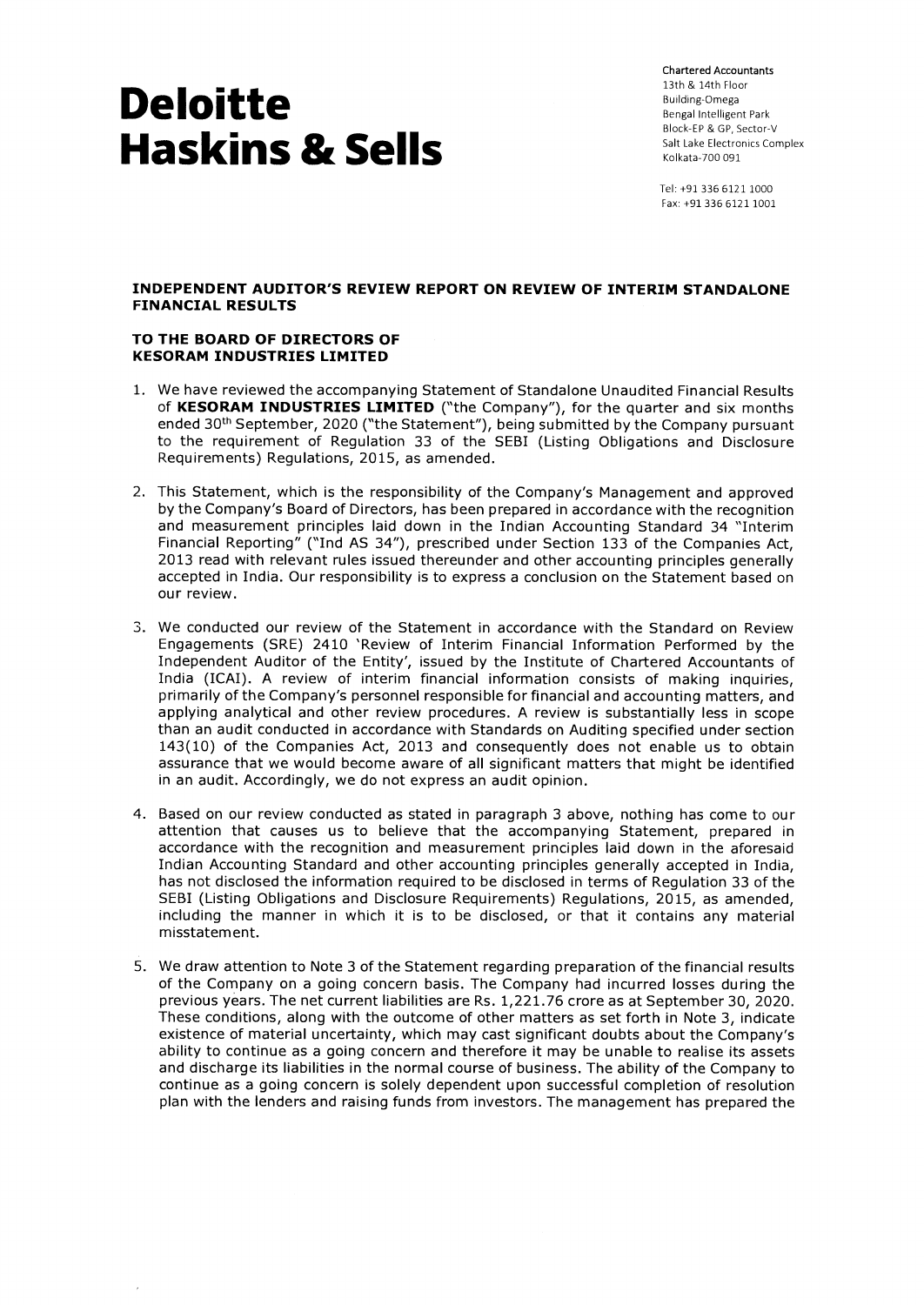# Deloitte Haskins & Sells

Chartered Accountants
13th & 14th Floor
Building-Omega
Bengal Intelligent Park
Block-EP & GP, Sector-V
Salt Lake Electronics Complex
Kolkata-700 091

Tel: +91 336 6121 1000
Fax: +91 336 6121 1001

**INDEPENDENT AUDITOR'S REVIEW REPORT ON REVIEW OF INTERIM STANDALONE FINANCIAL RESULTS**

**TO THE BOARD OF DIRECTORS OF KESORAM INDUSTRIES LIMITED**

1. We have reviewed the accompanying Statement of Standalone Unaudited Financial Results of **KESORAM INDUSTRIES LIMITED** ("the Company"), for the quarter and six months ended 30th September, 2020 ("the Statement"), being submitted by the Company pursuant to the requirement of Regulation 33 of the SEBI (Listing Obligations and Disclosure Requirements) Regulations, 2015, as amended.

2. This Statement, which is the responsibility of the Company's Management and approved by the Company's Board of Directors, has been prepared in accordance with the recognition and measurement principles laid down in the Indian Accounting Standard 34 "Interim Financial Reporting" ("Ind AS 34"), prescribed under Section 133 of the Companies Act, 2013 read with relevant rules issued thereunder and other accounting principles generally accepted in India. Our responsibility is to express a conclusion on the Statement based on our review.

3. We conducted our review of the Statement in accordance with the Standard on Review Engagements (SRE) 2410 'Review of Interim Financial Information Performed by the Independent Auditor of the Entity', issued by the Institute of Chartered Accountants of India (ICAI). A review of interim financial information consists of making inquiries, primarily of the Company's personnel responsible for financial and accounting matters, and applying analytical and other review procedures. A review is substantially less in scope than an audit conducted in accordance with Standards on Auditing specified under section 143(10) of the Companies Act, 2013 and consequently does not enable us to obtain assurance that we would become aware of all significant matters that might be identified in an audit. Accordingly, we do not express an audit opinion.

4. Based on our review conducted as stated in paragraph 3 above, nothing has come to our attention that causes us to believe that the accompanying Statement, prepared in accordance with the recognition and measurement principles laid down in the aforesaid Indian Accounting Standard and other accounting principles generally accepted in India, has not disclosed the information required to be disclosed in terms of Regulation 33 of the SEBI (Listing Obligations and Disclosure Requirements) Regulations, 2015, as amended, including the manner in which it is to be disclosed, or that it contains any material misstatement.

5. We draw attention to Note 3 of the Statement regarding preparation of the financial results of the Company on a going concern basis. The Company had incurred losses during the previous years. The net current liabilities are Rs. 1,221.76 crore as at September 30, 2020. These conditions, along with the outcome of other matters as set forth in Note 3, indicate existence of material uncertainty, which may cast significant doubts about the Company's ability to continue as a going concern and therefore it may be unable to realise its assets and discharge its liabilities in the normal course of business. The ability of the Company to continue as a going concern is solely dependent upon successful completion of resolution plan with the lenders and raising funds from investors. The management has prepared the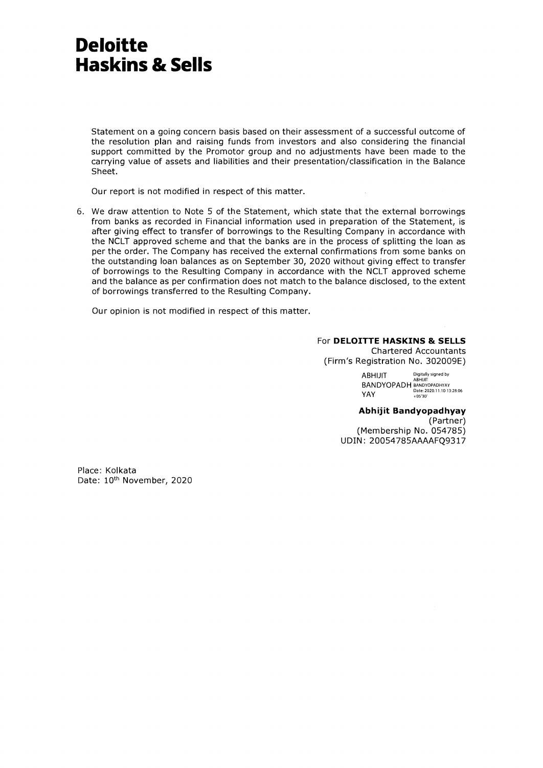# Deloitte Haskins & Sells

Statement on a going concern basis based on their assessment of a successful outcome of the resolution plan and raising funds from investors and also considering the financial support committed by the Promotor group and no adjustments have been made to the carrying value of assets and liabilities and their presentation/classification in the Balance Sheet.

Our report is not modified in respect of this matter.

6. We draw attention to Note 5 of the Statement, which state that the external borrowings from banks as recorded in Financial information used in preparation of the Statement, is after giving effect to transfer of borrowings to the Resulting Company in accordance with the NCLT approved scheme and that the banks are in the process of splitting the loan as per the order. The Company has received the external confirmations from some banks on the outstanding loan balances as on September 30, 2020 without giving effect to transfer of borrowings to the Resulting Company in accordance with the NCLT approved scheme and the balance as per confirmation does not match to the balance disclosed, to the extent of borrowings transferred to the Resulting Company.

   Our opinion is not modified in respect of this matter.

For **DELOITTE HASKINS & SELLS**
Chartered Accountants
(Firm's Registration No. 302009E)

ABHIJIT BANDYOPADHYAY Digitally signed by ABHIJIT BANDYOPADHYAY Date: 2020.11.10 13:28:06 +05'30'

**Abhijit Bandyopadhyay**
(Partner)
(Membership No. 054785)
UDIN: 20054785AAAAFQ9317

Place: Kolkata
Date: 10th November, 2020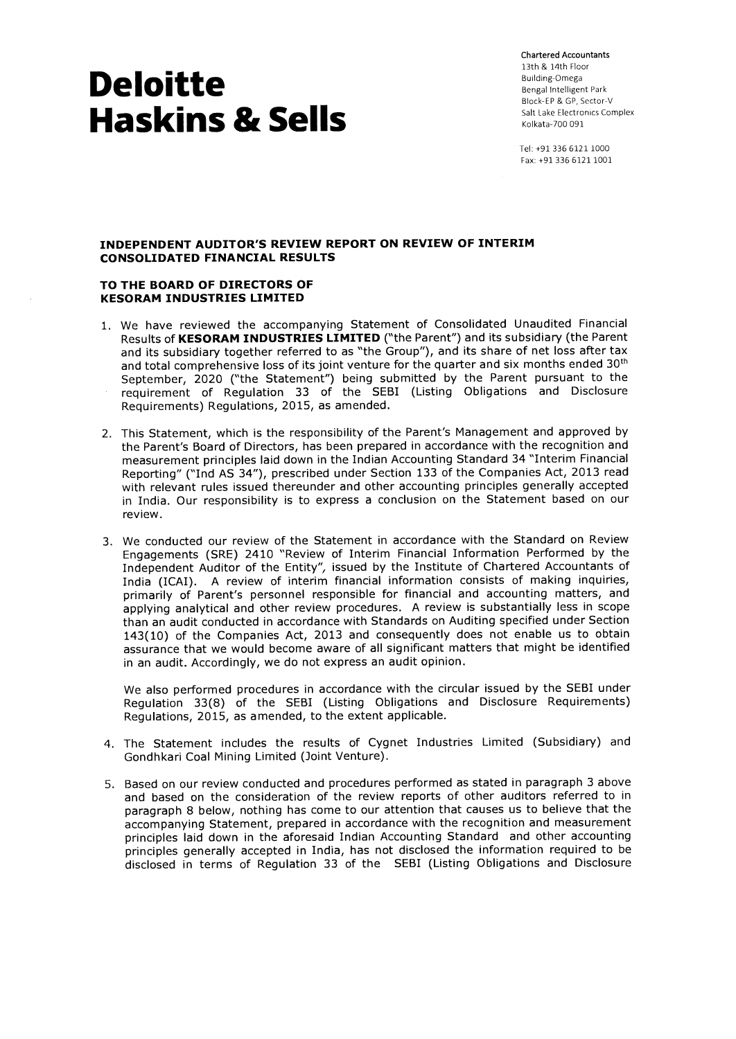# Deloitte Haskins & Sells

Chartered Accountants
13th & 14th Floor
Building-Omega
Bengal Intelligent Park
Block-EP & GP, Sector-V
Salt Lake Electronics Complex
Kolkata-700 091

Tel: +91 336 6121 1000
Fax: +91 336 6121 1001

**INDEPENDENT AUDITOR'S REVIEW REPORT ON REVIEW OF INTERIM CONSOLIDATED FINANCIAL RESULTS**

**TO THE BOARD OF DIRECTORS OF KESORAM INDUSTRIES LIMITED**

1. We have reviewed the accompanying Statement of Consolidated Unaudited Financial Results of **KESORAM INDUSTRIES LIMITED** ("the Parent") and its subsidiary (the Parent and its subsidiary together referred to as "the Group"), and its share of net loss after tax and total comprehensive loss of its joint venture for the quarter and six months ended 30th September, 2020 ("the Statement") being submitted by the Parent pursuant to the requirement of Regulation 33 of the SEBI (Listing Obligations and Disclosure Requirements) Regulations, 2015, as amended.

2. This Statement, which is the responsibility of the Parent's Management and approved by the Parent's Board of Directors, has been prepared in accordance with the recognition and measurement principles laid down in the Indian Accounting Standard 34 "Interim Financial Reporting" ("Ind AS 34"), prescribed under Section 133 of the Companies Act, 2013 read with relevant rules issued thereunder and other accounting principles generally accepted in India. Our responsibility is to express a conclusion on the Statement based on our review.

3. We conducted our review of the Statement in accordance with the Standard on Review Engagements (SRE) 2410 "Review of Interim Financial Information Performed by the Independent Auditor of the Entity", issued by the Institute of Chartered Accountants of India (ICAI). A review of interim financial information consists of making inquiries, primarily of Parent's personnel responsible for financial and accounting matters, and applying analytical and other review procedures. A review is substantially less in scope than an audit conducted in accordance with Standards on Auditing specified under Section 143(10) of the Companies Act, 2013 and consequently does not enable us to obtain assurance that we would become aware of all significant matters that might be identified in an audit. Accordingly, we do not express an audit opinion.

   We also performed procedures in accordance with the circular issued by the SEBI under Regulation 33(8) of the SEBI (Listing Obligations and Disclosure Requirements) Regulations, 2015, as amended, to the extent applicable.

4. The Statement includes the results of Cygnet Industries Limited (Subsidiary) and Gondhkari Coal Mining Limited (Joint Venture).

5. Based on our review conducted and procedures performed as stated in paragraph 3 above and based on the consideration of the review reports of other auditors referred to in paragraph 8 below, nothing has come to our attention that causes us to believe that the accompanying Statement, prepared in accordance with the recognition and measurement principles laid down in the aforesaid Indian Accounting Standard and other accounting principles generally accepted in India, has not disclosed the information required to be disclosed in terms of Regulation 33 of the SEBI (Listing Obligations and Disclosure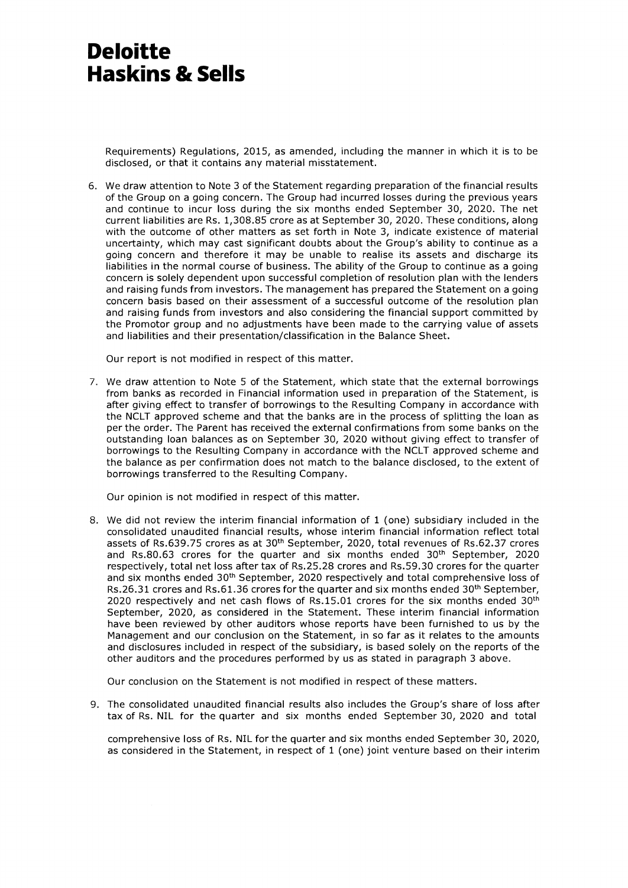# Deloitte Haskins & Sells

Requirements) Regulations, 2015, as amended, including the manner in which it is to be disclosed, or that it contains any material misstatement.

6. We draw attention to Note 3 of the Statement regarding preparation of the financial results of the Group on a going concern. The Group had incurred losses during the previous years and continue to incur loss during the six months ended September 30, 2020. The net current liabilities are Rs. 1,308.85 crore as at September 30, 2020. These conditions, along with the outcome of other matters as set forth in Note 3, indicate existence of material uncertainty, which may cast significant doubts about the Group's ability to continue as a going concern and therefore it may be unable to realise its assets and discharge its liabilities in the normal course of business. The ability of the Group to continue as a going concern is solely dependent upon successful completion of resolution plan with the lenders and raising funds from investors. The management has prepared the Statement on a going concern basis based on their assessment of a successful outcome of the resolution plan and raising funds from investors and also considering the financial support committed by the Promotor group and no adjustments have been made to the carrying value of assets and liabilities and their presentation/classification in the Balance Sheet.

   Our report is not modified in respect of this matter.

7. We draw attention to Note 5 of the Statement, which state that the external borrowings from banks as recorded in Financial information used in preparation of the Statement, is after giving effect to transfer of borrowings to the Resulting Company in accordance with the NCLT approved scheme and that the banks are in the process of splitting the loan as per the order. The Parent has received the external confirmations from some banks on the outstanding loan balances as on September 30, 2020 without giving effect to transfer of borrowings to the Resulting Company in accordance with the NCLT approved scheme and the balance as per confirmation does not match to the balance disclosed, to the extent of borrowings transferred to the Resulting Company.

   Our opinion is not modified in respect of this matter.

8. We did not review the interim financial information of 1 (one) subsidiary included in the consolidated unaudited financial results, whose interim financial information reflect total assets of Rs.639.75 crores as at 30th September, 2020, total revenues of Rs.62.37 crores and Rs.80.63 crores for the quarter and six months ended 30th September, 2020 respectively, total net loss after tax of Rs.25.28 crores and Rs.59.30 crores for the quarter and six months ended 30th September, 2020 respectively and total comprehensive loss of Rs.26.31 crores and Rs.61.36 crores for the quarter and six months ended 30th September, 2020 respectively and net cash flows of Rs.15.01 crores for the six months ended 30th September, 2020, as considered in the Statement. These interim financial information have been reviewed by other auditors whose reports have been furnished to us by the Management and our conclusion on the Statement, in so far as it relates to the amounts and disclosures included in respect of the subsidiary, is based solely on the reports of the other auditors and the procedures performed by us as stated in paragraph 3 above.

   Our conclusion on the Statement is not modified in respect of these matters.

9. The consolidated unaudited financial results also includes the Group's share of loss after tax of Rs. NIL for the quarter and six months ended September 30, 2020 and total comprehensive loss of Rs. NIL for the quarter and six months ended September 30, 2020, as considered in the Statement, in respect of 1 (one) joint venture based on their interim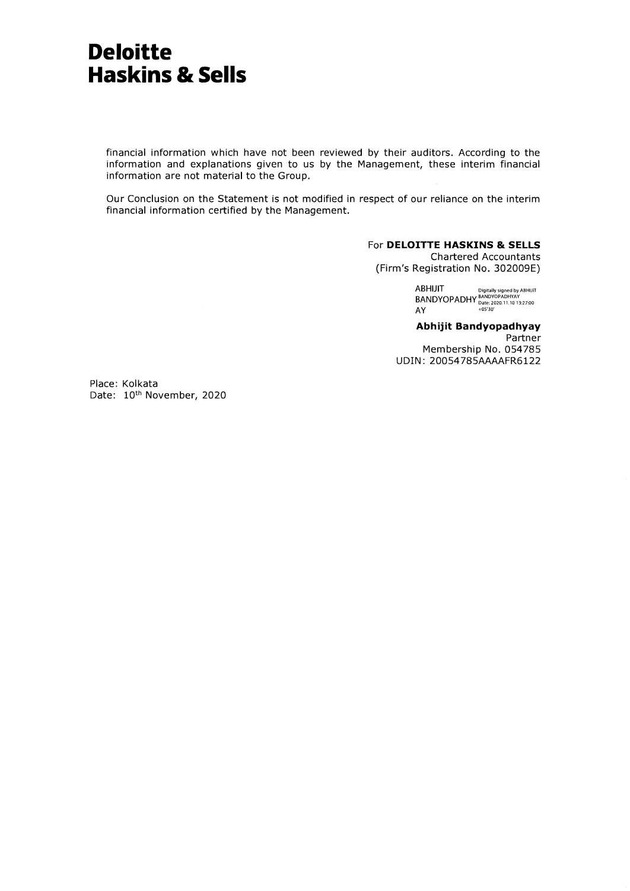# Deloitte Haskins & Sells

financial information which have not been reviewed by their auditors. According to the information and explanations given to us by the Management, these interim financial information are not material to the Group.

Our Conclusion on the Statement is not modified in respect of our reliance on the interim financial information certified by the Management.

For **DELOITTE HASKINS & SELLS**
Chartered Accountants
(Firm's Registration No. 302009E)

ABHIJIT BANDYOPADHYAY
Digitally signed by ABHIJIT BANDYOPADHYAY
Date: 2020.11.10 13:27:00 +05'30'

**Abhijit Bandyopadhyay**
Partner
Membership No. 054785
UDIN: 20054785AAAAFR6122

Place: Kolkata
Date: 10th November, 2020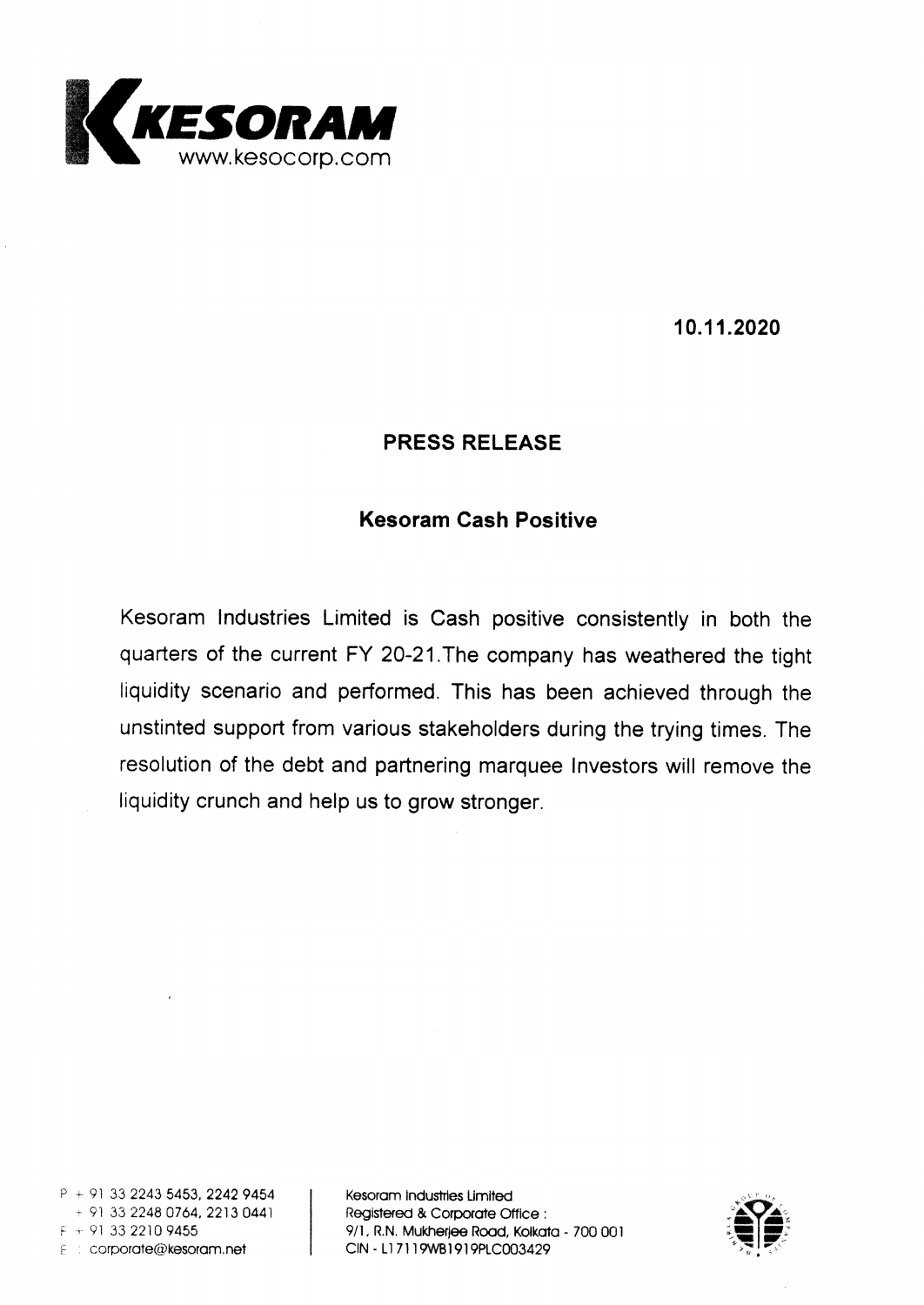**KESORAM**
www.kesocorp.com

**10.11.2020**

## PRESS RELEASE

### Kesoram Cash Positive

Kesoram Industries Limited is Cash positive consistently in both the quarters of the current FY 20-21.The company has weathered the tight liquidity scenario and performed. This has been achieved through the unstinted support from various stakeholders during the trying times. The resolution of the debt and partnering marquee Investors will remove the liquidity crunch and help us to grow stronger.

P + 91 33 2243 5453, 2242 9454
+ 91 33 2248 0764, 2213 0441
F + 91 33 2210 9455
E : corporate@kesoram.net

Kesoram Industries Limited
Registered & Corporate Office :
9/1, R.N. Mukherjee Road, Kolkata - 700 001
CIN - L17119WB1919PLC003429